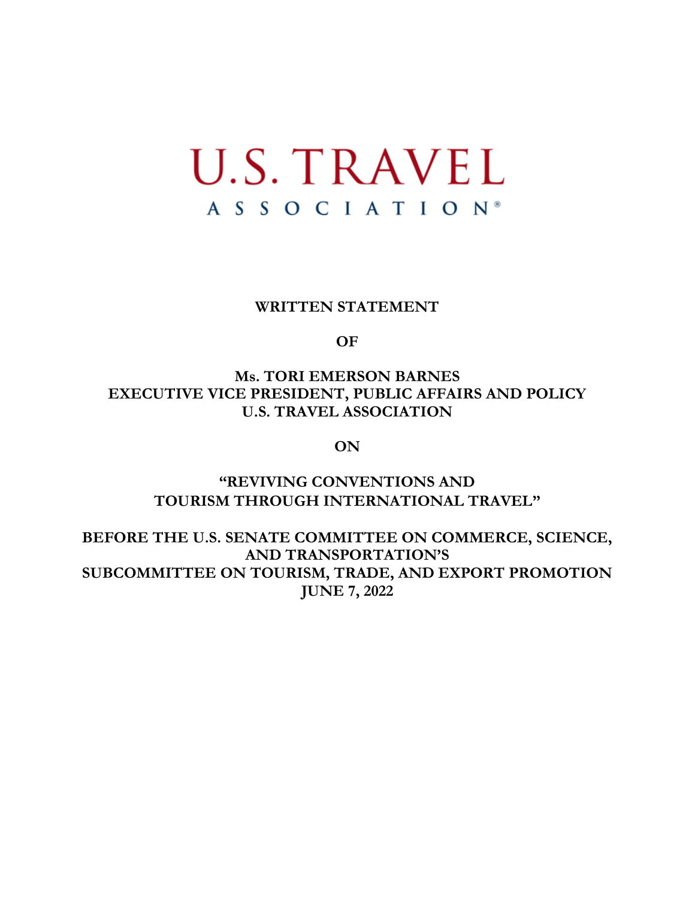# U.S. TRAVEL

ASSOCIATION®

**WRITTEN STATEMENT**

**OF**

**Ms. TORI EMERSON BARNES**
**EXECUTIVE VICE PRESIDENT, PUBLIC AFFAIRS AND POLICY**
**U.S. TRAVEL ASSOCIATION**

**ON**

**"REVIVING CONVENTIONS AND TOURISM THROUGH INTERNATIONAL TRAVEL"**

**BEFORE THE U.S. SENATE COMMITTEE ON COMMERCE, SCIENCE, AND TRANSPORTATION'S SUBCOMMITTEE ON TOURISM, TRADE, AND EXPORT PROMOTION**
**JUNE 7, 2022**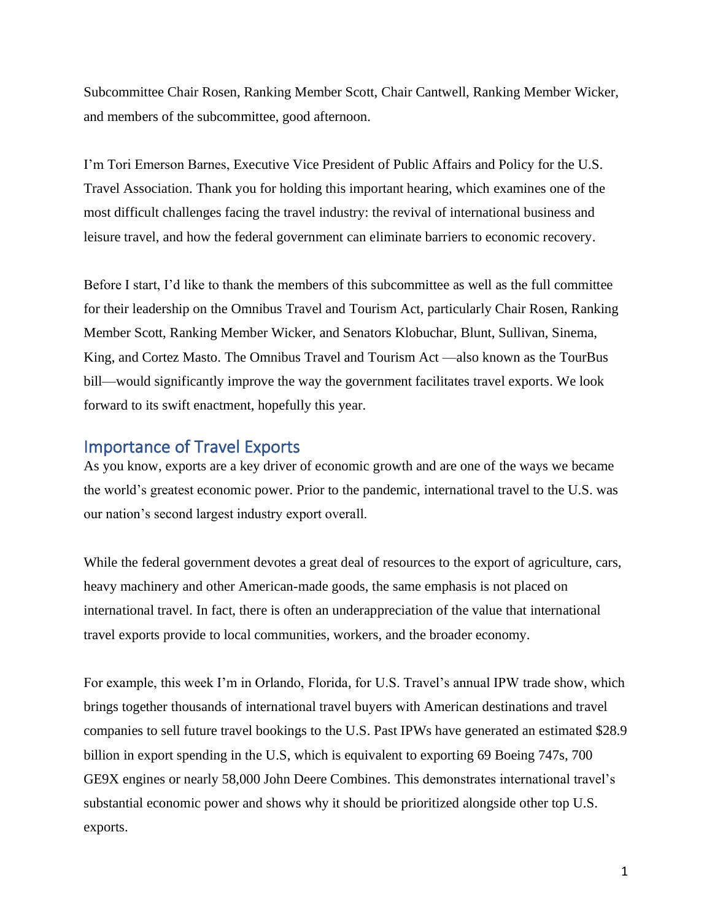Subcommittee Chair Rosen, Ranking Member Scott, Chair Cantwell, Ranking Member Wicker, and members of the subcommittee, good afternoon.

I'm Tori Emerson Barnes, Executive Vice President of Public Affairs and Policy for the U.S. Travel Association. Thank you for holding this important hearing, which examines one of the most difficult challenges facing the travel industry: the revival of international business and leisure travel, and how the federal government can eliminate barriers to economic recovery.

Before I start, I'd like to thank the members of this subcommittee as well as the full committee for their leadership on the Omnibus Travel and Tourism Act, particularly Chair Rosen, Ranking Member Scott, Ranking Member Wicker, and Senators Klobuchar, Blunt, Sullivan, Sinema, King, and Cortez Masto. The Omnibus Travel and Tourism Act —also known as the TourBus bill—would significantly improve the way the government facilitates travel exports. We look forward to its swift enactment, hopefully this year.

## Importance of Travel Exports

As you know, exports are a key driver of economic growth and are one of the ways we became the world's greatest economic power. Prior to the pandemic, international travel to the U.S. was our nation's second largest industry export overall.

While the federal government devotes a great deal of resources to the export of agriculture, cars, heavy machinery and other American-made goods, the same emphasis is not placed on international travel. In fact, there is often an underappreciation of the value that international travel exports provide to local communities, workers, and the broader economy.

For example, this week I'm in Orlando, Florida, for U.S. Travel's annual IPW trade show, which brings together thousands of international travel buyers with American destinations and travel companies to sell future travel bookings to the U.S. Past IPWs have generated an estimated $28.9 billion in export spending in the U.S, which is equivalent to exporting 69 Boeing 747s, 700 GE9X engines or nearly 58,000 John Deere Combines. This demonstrates international travel's substantial economic power and shows why it should be prioritized alongside other top U.S. exports.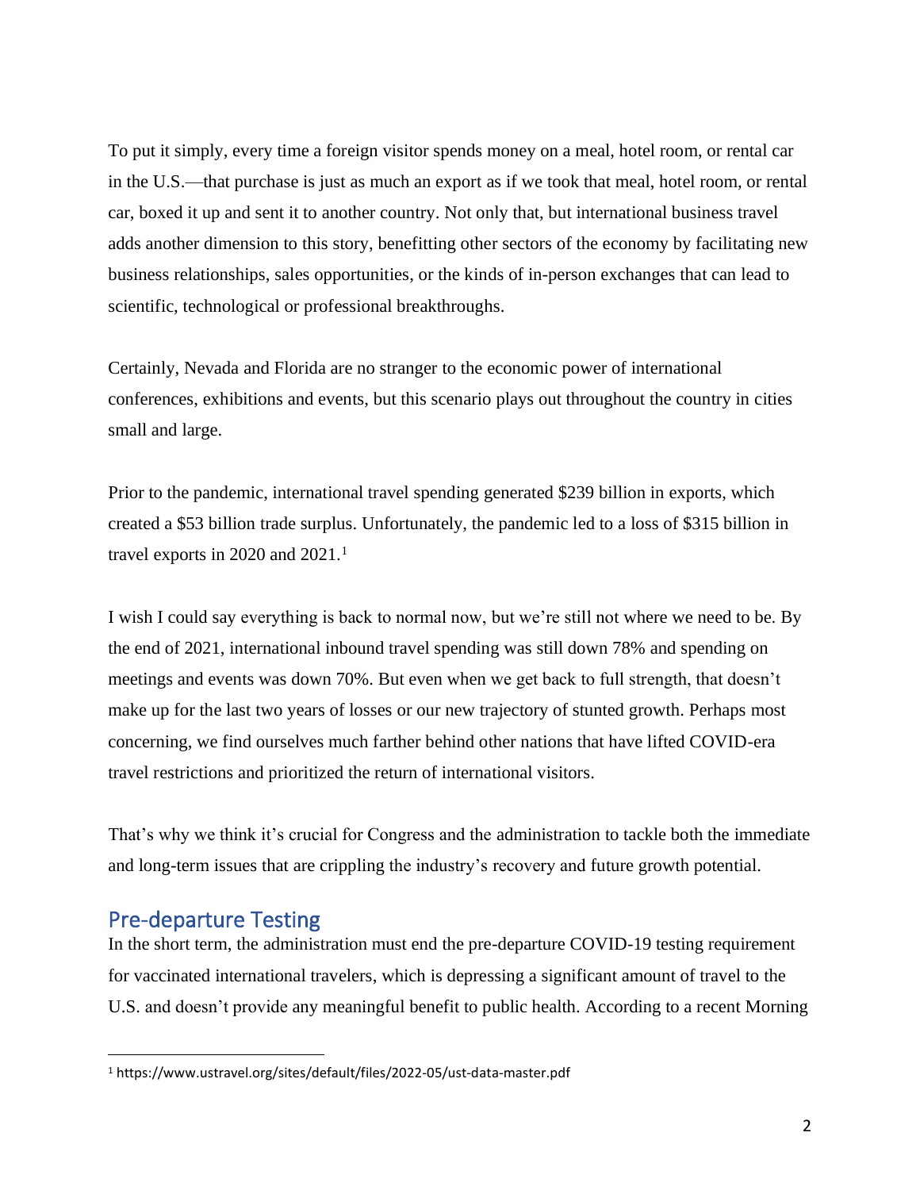To put it simply, every time a foreign visitor spends money on a meal, hotel room, or rental car in the U.S.—that purchase is just as much an export as if we took that meal, hotel room, or rental car, boxed it up and sent it to another country. Not only that, but international business travel adds another dimension to this story, benefitting other sectors of the economy by facilitating new business relationships, sales opportunities, or the kinds of in-person exchanges that can lead to scientific, technological or professional breakthroughs.

Certainly, Nevada and Florida are no stranger to the economic power of international conferences, exhibitions and events, but this scenario plays out throughout the country in cities small and large.

Prior to the pandemic, international travel spending generated $239 billion in exports, which created a $53 billion trade surplus. Unfortunately, the pandemic led to a loss of $315 billion in travel exports in 2020 and 2021.[1]

I wish I could say everything is back to normal now, but we're still not where we need to be. By the end of 2021, international inbound travel spending was still down 78% and spending on meetings and events was down 70%. But even when we get back to full strength, that doesn't make up for the last two years of losses or our new trajectory of stunted growth. Perhaps most concerning, we find ourselves much farther behind other nations that have lifted COVID-era travel restrictions and prioritized the return of international visitors.

That's why we think it's crucial for Congress and the administration to tackle both the immediate and long-term issues that are crippling the industry's recovery and future growth potential.

## Pre-departure Testing

In the short term, the administration must end the pre-departure COVID-19 testing requirement for vaccinated international travelers, which is depressing a significant amount of travel to the U.S. and doesn't provide any meaningful benefit to public health. According to a recent Morning

---

[1] https://www.ustravel.org/sites/default/files/2022-05/ust-data-master.pdf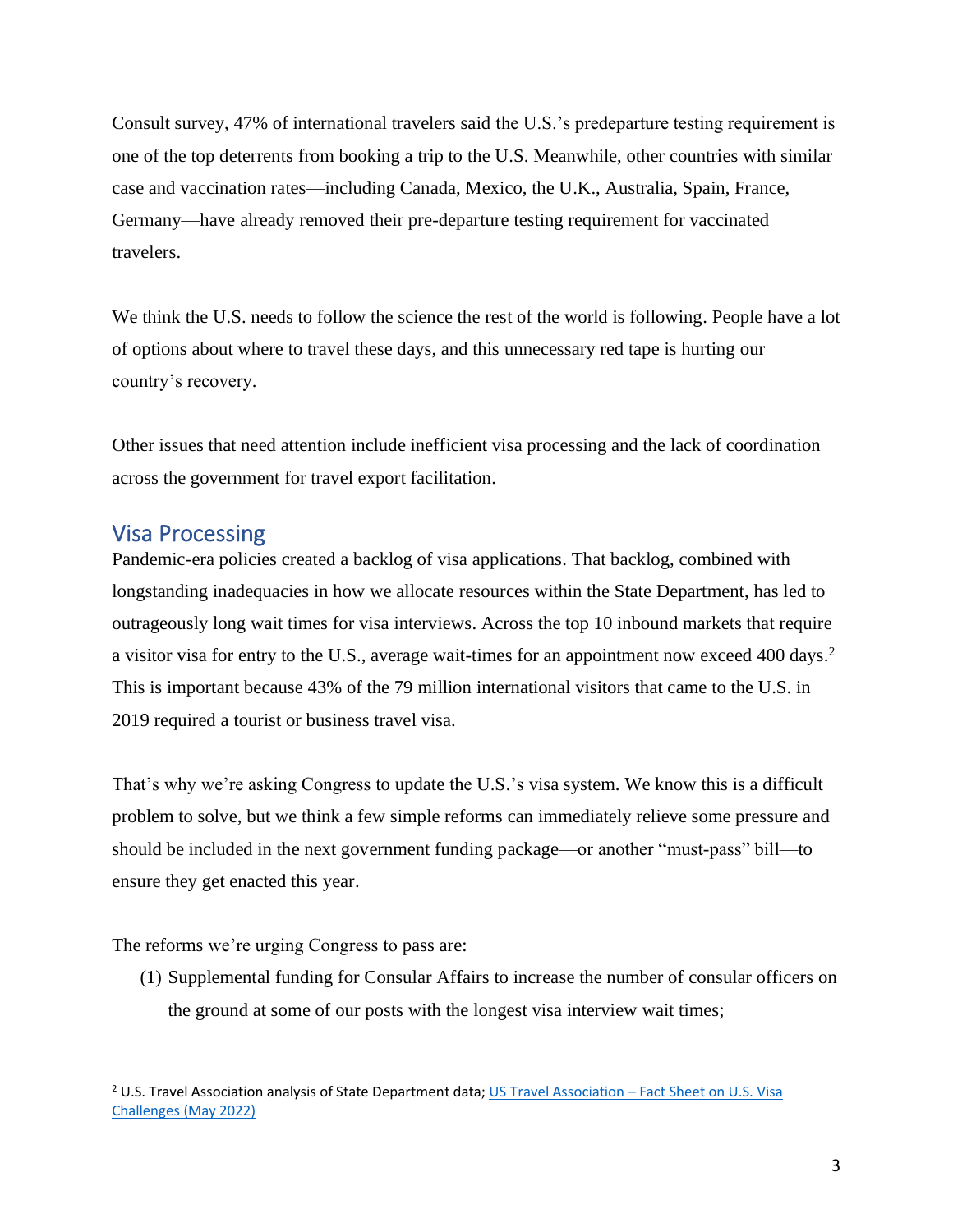Consult survey, 47% of international travelers said the U.S.'s predeparture testing requirement is one of the top deterrents from booking a trip to the U.S. Meanwhile, other countries with similar case and vaccination rates—including Canada, Mexico, the U.K., Australia, Spain, France, Germany—have already removed their pre-departure testing requirement for vaccinated travelers.

We think the U.S. needs to follow the science the rest of the world is following. People have a lot of options about where to travel these days, and this unnecessary red tape is hurting our country's recovery.

Other issues that need attention include inefficient visa processing and the lack of coordination across the government for travel export facilitation.

## Visa Processing

Pandemic-era policies created a backlog of visa applications. That backlog, combined with longstanding inadequacies in how we allocate resources within the State Department, has led to outrageously long wait times for visa interviews. Across the top 10 inbound markets that require a visitor visa for entry to the U.S., average wait-times for an appointment now exceed 400 days.[2] This is important because 43% of the 79 million international visitors that came to the U.S. in 2019 required a tourist or business travel visa.

That's why we're asking Congress to update the U.S.'s visa system. We know this is a difficult problem to solve, but we think a few simple reforms can immediately relieve some pressure and should be included in the next government funding package—or another "must-pass" bill—to ensure they get enacted this year.

The reforms we're urging Congress to pass are:

(1) Supplemental funding for Consular Affairs to increase the number of consular officers on the ground at some of our posts with the longest visa interview wait times;

---

[2] U.S. Travel Association analysis of State Department data; [US Travel Association – Fact Sheet on U.S. Visa Challenges (May 2022)]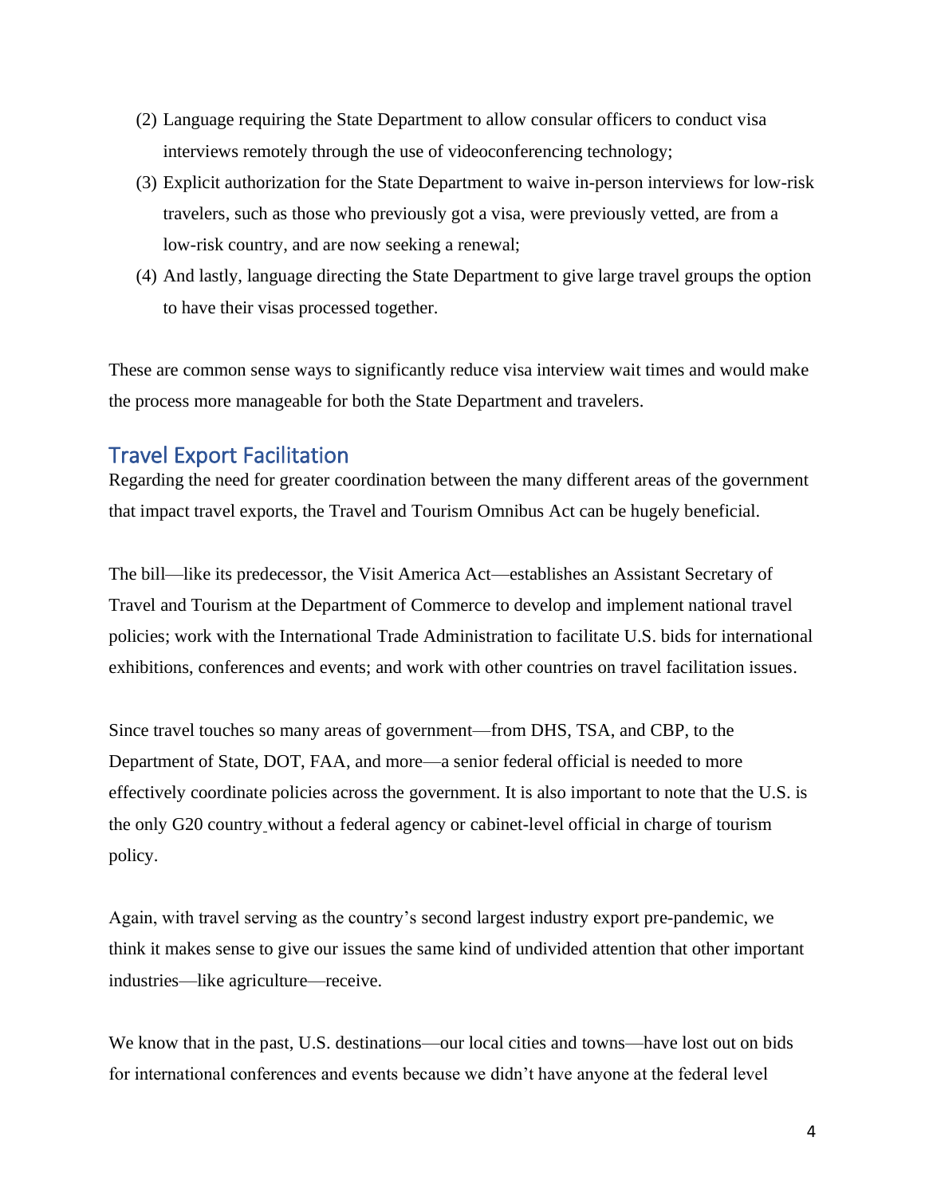(2) Language requiring the State Department to allow consular officers to conduct visa interviews remotely through the use of videoconferencing technology;

(3) Explicit authorization for the State Department to waive in-person interviews for low-risk travelers, such as those who previously got a visa, were previously vetted, are from a low-risk country, and are now seeking a renewal;

(4) And lastly, language directing the State Department to give large travel groups the option to have their visas processed together.

These are common sense ways to significantly reduce visa interview wait times and would make the process more manageable for both the State Department and travelers.

## Travel Export Facilitation

Regarding the need for greater coordination between the many different areas of the government that impact travel exports, the Travel and Tourism Omnibus Act can be hugely beneficial.

The bill—like its predecessor, the Visit America Act—establishes an Assistant Secretary of Travel and Tourism at the Department of Commerce to develop and implement national travel policies; work with the International Trade Administration to facilitate U.S. bids for international exhibitions, conferences and events; and work with other countries on travel facilitation issues.

Since travel touches so many areas of government—from DHS, TSA, and CBP, to the Department of State, DOT, FAA, and more—a senior federal official is needed to more effectively coordinate policies across the government. It is also important to note that the U.S. is the only G20 country without a federal agency or cabinet-level official in charge of tourism policy.

Again, with travel serving as the country's second largest industry export pre-pandemic, we think it makes sense to give our issues the same kind of undivided attention that other important industries—like agriculture—receive.

We know that in the past, U.S. destinations—our local cities and towns—have lost out on bids for international conferences and events because we didn't have anyone at the federal level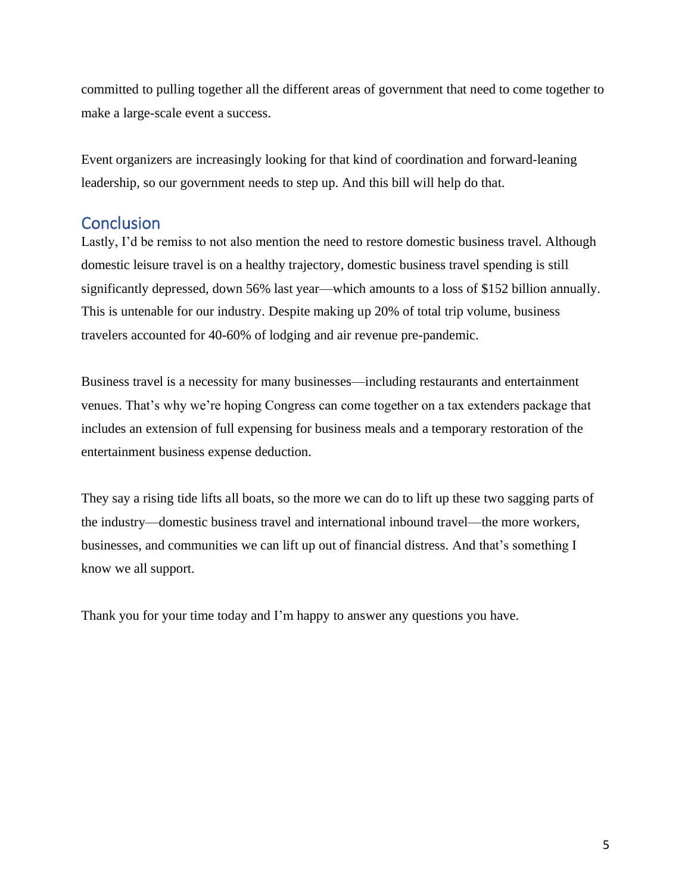committed to pulling together all the different areas of government that need to come together to make a large-scale event a success.

Event organizers are increasingly looking for that kind of coordination and forward-leaning leadership, so our government needs to step up. And this bill will help do that.

## Conclusion

Lastly, I'd be remiss to not also mention the need to restore domestic business travel. Although domestic leisure travel is on a healthy trajectory, domestic business travel spending is still significantly depressed, down 56% last year—which amounts to a loss of $152 billion annually. This is untenable for our industry. Despite making up 20% of total trip volume, business travelers accounted for 40-60% of lodging and air revenue pre-pandemic.

Business travel is a necessity for many businesses—including restaurants and entertainment venues. That's why we're hoping Congress can come together on a tax extenders package that includes an extension of full expensing for business meals and a temporary restoration of the entertainment business expense deduction.

They say a rising tide lifts all boats, so the more we can do to lift up these two sagging parts of the industry—domestic business travel and international inbound travel—the more workers, businesses, and communities we can lift up out of financial distress. And that's something I know we all support.

Thank you for your time today and I'm happy to answer any questions you have.